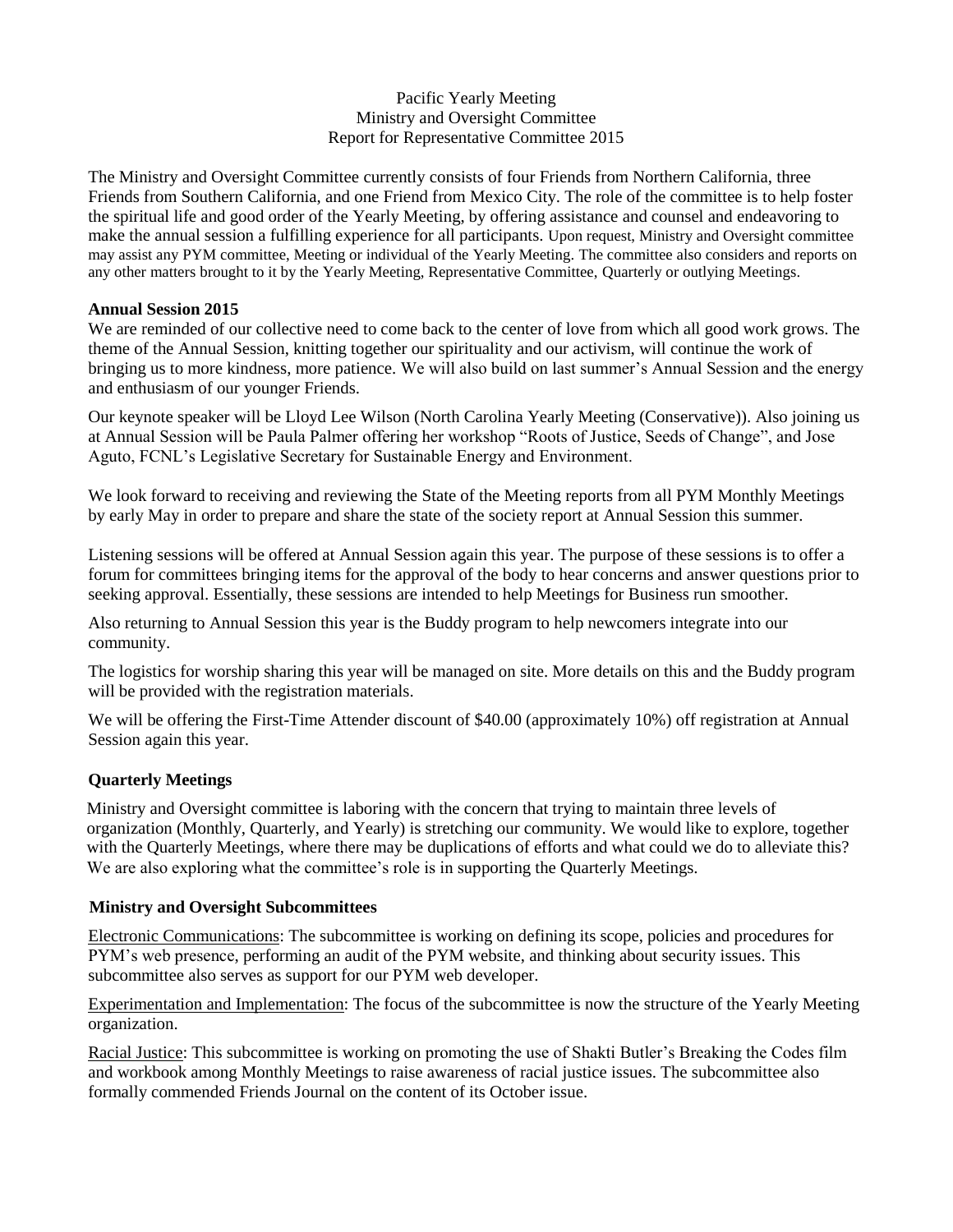# Pacific Yearly Meeting
## Ministry and Oversight Committee
## Report for Representative Committee 2015

The Ministry and Oversight Committee currently consists of four Friends from Northern California, three Friends from Southern California, and one Friend from Mexico City. The role of the committee is to help foster the spiritual life and good order of the Yearly Meeting, by offering assistance and counsel and endeavoring to make the annual session a fulfilling experience for all participants. Upon request, Ministry and Oversight committee may assist any PYM committee, Meeting or individual of the Yearly Meeting. The committee also considers and reports on any other matters brought to it by the Yearly Meeting, Representative Committee, Quarterly or outlying Meetings.

### Annual Session 2015

We are reminded of our collective need to come back to the center of love from which all good work grows. The theme of the Annual Session, knitting together our spirituality and our activism, will continue the work of bringing us to more kindness, more patience. We will also build on last summer's Annual Session and the energy and enthusiasm of our younger Friends.

Our keynote speaker will be Lloyd Lee Wilson (North Carolina Yearly Meeting (Conservative)). Also joining us at Annual Session will be Paula Palmer offering her workshop "Roots of Justice, Seeds of Change", and Jose Aguto, FCNL's Legislative Secretary for Sustainable Energy and Environment.

We look forward to receiving and reviewing the State of the Meeting reports from all PYM Monthly Meetings by early May in order to prepare and share the state of the society report at Annual Session this summer.

Listening sessions will be offered at Annual Session again this year. The purpose of these sessions is to offer a forum for committees bringing items for the approval of the body to hear concerns and answer questions prior to seeking approval. Essentially, these sessions are intended to help Meetings for Business run smoother.

Also returning to Annual Session this year is the Buddy program to help newcomers integrate into our community.

The logistics for worship sharing this year will be managed on site. More details on this and the Buddy program will be provided with the registration materials.

We will be offering the First-Time Attender discount of $40.00 (approximately 10%) off registration at Annual Session again this year.

### Quarterly Meetings

Ministry and Oversight committee is laboring with the concern that trying to maintain three levels of organization (Monthly, Quarterly, and Yearly) is stretching our community. We would like to explore, together with the Quarterly Meetings, where there may be duplications of efforts and what could we do to alleviate this? We are also exploring what the committee's role is in supporting the Quarterly Meetings.

### Ministry and Oversight Subcommittees

Electronic Communications: The subcommittee is working on defining its scope, policies and procedures for PYM's web presence, performing an audit of the PYM website, and thinking about security issues. This subcommittee also serves as support for our PYM web developer.

Experimentation and Implementation: The focus of the subcommittee is now the structure of the Yearly Meeting organization.

Racial Justice: This subcommittee is working on promoting the use of Shakti Butler's Breaking the Codes film and workbook among Monthly Meetings to raise awareness of racial justice issues. The subcommittee also formally commended Friends Journal on the content of its October issue.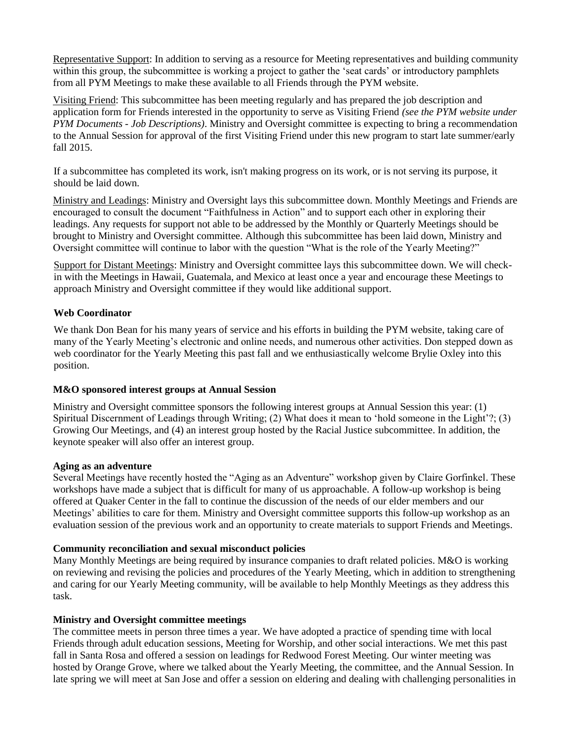Representative Support: In addition to serving as a resource for Meeting representatives and building community within this group, the subcommittee is working a project to gather the 'seat cards' or introductory pamphlets from all PYM Meetings to make these available to all Friends through the PYM website.

Visiting Friend: This subcommittee has been meeting regularly and has prepared the job description and application form for Friends interested in the opportunity to serve as Visiting Friend *(see the PYM website under PYM Documents - Job Descriptions)*. Ministry and Oversight committee is expecting to bring a recommendation to the Annual Session for approval of the first Visiting Friend under this new program to start late summer/early fall 2015.

If a subcommittee has completed its work, isn't making progress on its work, or is not serving its purpose, it should be laid down.

Ministry and Leadings: Ministry and Oversight lays this subcommittee down. Monthly Meetings and Friends are encouraged to consult the document "Faithfulness in Action" and to support each other in exploring their leadings. Any requests for support not able to be addressed by the Monthly or Quarterly Meetings should be brought to Ministry and Oversight committee. Although this subcommittee has been laid down, Ministry and Oversight committee will continue to labor with the question "What is the role of the Yearly Meeting?"

Support for Distant Meetings: Ministry and Oversight committee lays this subcommittee down. We will check-in with the Meetings in Hawaii, Guatemala, and Mexico at least once a year and encourage these Meetings to approach Ministry and Oversight committee if they would like additional support.

**Web Coordinator**

We thank Don Bean for his many years of service and his efforts in building the PYM website, taking care of many of the Yearly Meeting's electronic and online needs, and numerous other activities. Don stepped down as web coordinator for the Yearly Meeting this past fall and we enthusiastically welcome Brylie Oxley into this position.

**M&O sponsored interest groups at Annual Session**

Ministry and Oversight committee sponsors the following interest groups at Annual Session this year: (1) Spiritual Discernment of Leadings through Writing; (2) What does it mean to 'hold someone in the Light'?; (3) Growing Our Meetings, and (4) an interest group hosted by the Racial Justice subcommittee. In addition, the keynote speaker will also offer an interest group.

**Aging as an adventure**

Several Meetings have recently hosted the "Aging as an Adventure" workshop given by Claire Gorfinkel. These workshops have made a subject that is difficult for many of us approachable. A follow-up workshop is being offered at Quaker Center in the fall to continue the discussion of the needs of our elder members and our Meetings' abilities to care for them. Ministry and Oversight committee supports this follow-up workshop as an evaluation session of the previous work and an opportunity to create materials to support Friends and Meetings.

**Community reconciliation and sexual misconduct policies**

Many Monthly Meetings are being required by insurance companies to draft related policies. M&O is working on reviewing and revising the policies and procedures of the Yearly Meeting, which in addition to strengthening and caring for our Yearly Meeting community, will be available to help Monthly Meetings as they address this task.

**Ministry and Oversight committee meetings**

The committee meets in person three times a year. We have adopted a practice of spending time with local Friends through adult education sessions, Meeting for Worship, and other social interactions. We met this past fall in Santa Rosa and offered a session on leadings for Redwood Forest Meeting. Our winter meeting was hosted by Orange Grove, where we talked about the Yearly Meeting, the committee, and the Annual Session. In late spring we will meet at San Jose and offer a session on eldering and dealing with challenging personalities in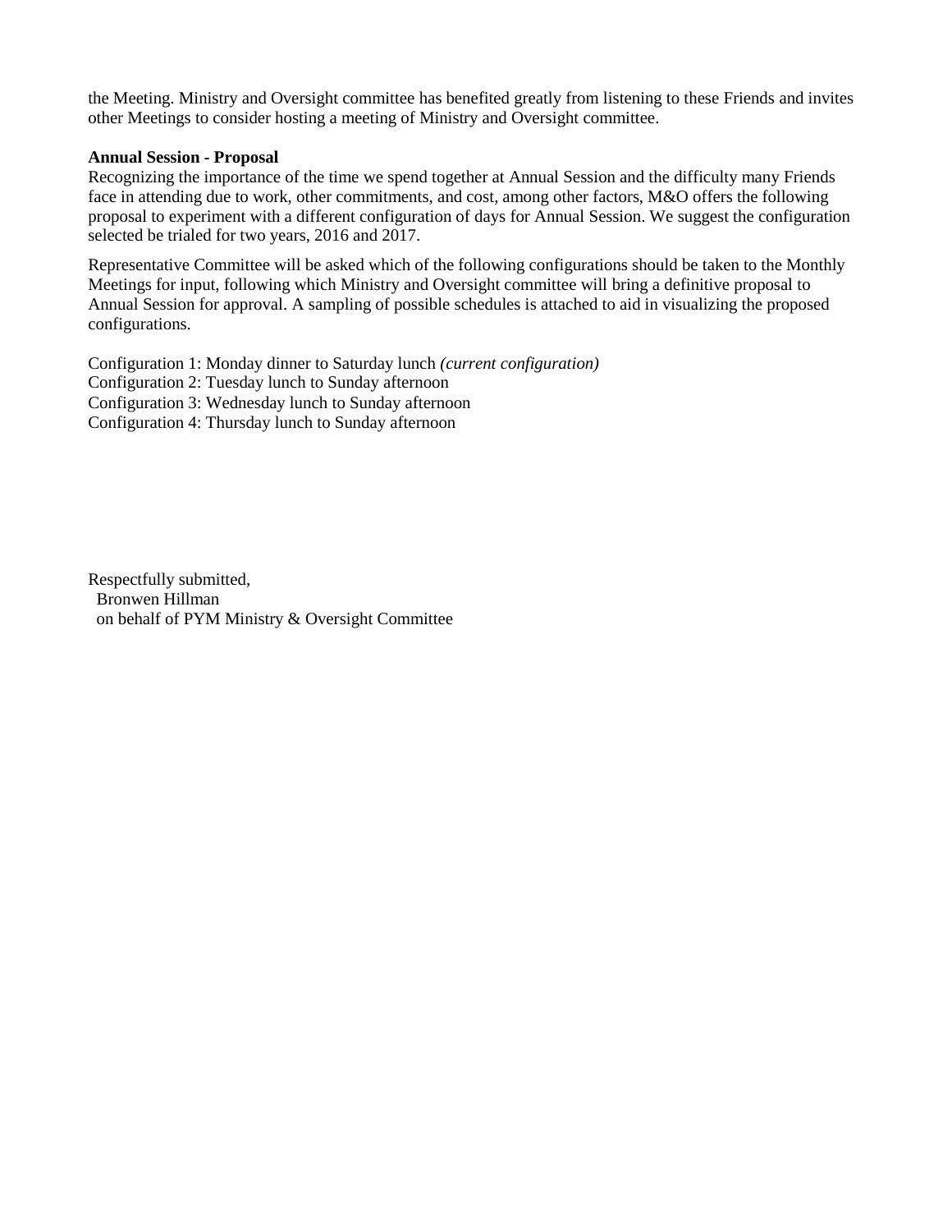the Meeting. Ministry and Oversight committee has benefited greatly from listening to these Friends and invites other Meetings to consider hosting a meeting of Ministry and Oversight committee.

**Annual Session - Proposal**

Recognizing the importance of the time we spend together at Annual Session and the difficulty many Friends face in attending due to work, other commitments, and cost, among other factors, M&O offers the following proposal to experiment with a different configuration of days for Annual Session. We suggest the configuration selected be trialed for two years, 2016 and 2017.

Representative Committee will be asked which of the following configurations should be taken to the Monthly Meetings for input, following which Ministry and Oversight committee will bring a definitive proposal to Annual Session for approval. A sampling of possible schedules is attached to aid in visualizing the proposed configurations.

Configuration 1: Monday dinner to Saturday lunch *(current configuration)*
Configuration 2: Tuesday lunch to Sunday afternoon
Configuration 3: Wednesday lunch to Sunday afternoon
Configuration 4: Thursday lunch to Sunday afternoon

Respectfully submitted,
Bronwen Hillman
on behalf of PYM Ministry & Oversight Committee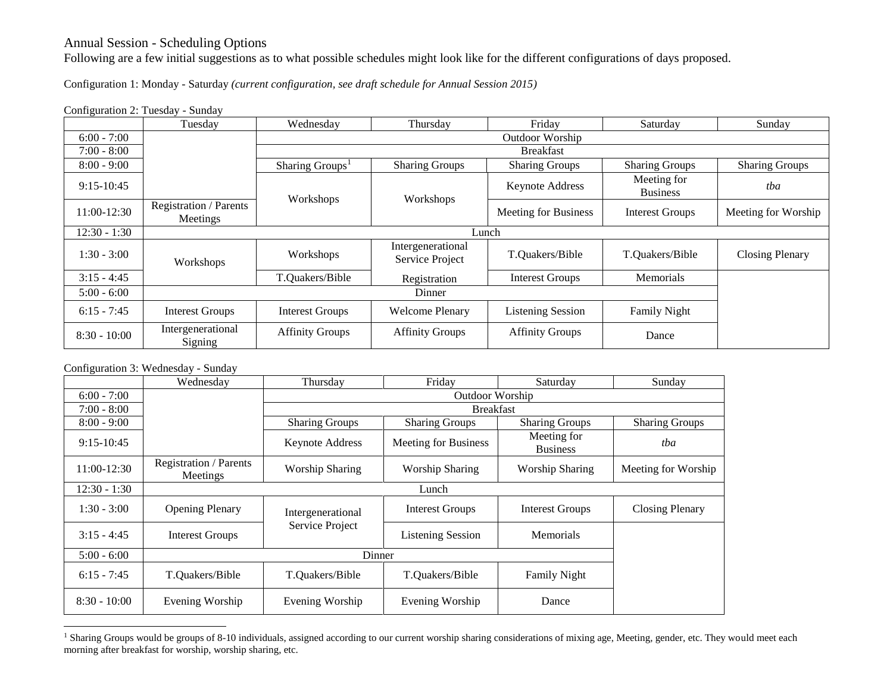Annual Session - Scheduling Options

Following are a few initial suggestions as to what possible schedules might look like for the different configurations of days proposed.

Configuration 1: Monday - Saturday *(current configuration, see draft schedule for Annual Session 2015)*

Configuration 2: Tuesday - Sunday

| | Tuesday | Wednesday | Thursday | Friday | Saturday | Sunday |
|---|---|---|---|---|---|---|
| 6:00 - 7:00 | | Outdoor Worship | | | | |
| 7:00 - 8:00 | | Breakfast | | | | |
| 8:00 - 9:00 | | Sharing Groups[1] | Sharing Groups | Sharing Groups | Sharing Groups | Sharing Groups |
| 9:15-10:45 | | Workshops | Workshops | Keynote Address | Meeting for Business | *tba* |
| 11:00-12:30 | Registration / Parents Meetings | | | Meeting for Business | Interest Groups | Meeting for Worship |
| 12:30 - 1:30 | Lunch | | | | | |
| 1:30 - 3:00 | Workshops | Workshops | Intergenerational Service Project | T.Quakers/Bible | T.Quakers/Bible | Closing Plenary |
| 3:15 - 4:45 | | T.Quakers/Bible | Registration | Interest Groups | Memorials | |
| 5:00 - 6:00 | Dinner | | | | | |
| 6:15 - 7:45 | Interest Groups | Interest Groups | Welcome Plenary | Listening Session | Family Night | |
| 8:30 - 10:00 | Intergenerational Signing | Affinity Groups | Affinity Groups | Affinity Groups | Dance | |

Configuration 3: Wednesday - Sunday

| | Wednesday | Thursday | Friday | Saturday | Sunday |
|---|---|---|---|---|---|
| 6:00 - 7:00 | | Outdoor Worship | | | |
| 7:00 - 8:00 | | Breakfast | | | |
| 8:00 - 9:00 | | Sharing Groups | Sharing Groups | Sharing Groups | Sharing Groups |
| 9:15-10:45 | | Keynote Address | Meeting for Business | Meeting for Business | *tba* |
| 11:00-12:30 | Registration / Parents Meetings | Worship Sharing | Worship Sharing | Worship Sharing | Meeting for Worship |
| 12:30 - 1:30 | Lunch | | | | |
| 1:30 - 3:00 | Opening Plenary | Intergenerational Service Project | Interest Groups | Interest Groups | Closing Plenary |
| 3:15 - 4:45 | Interest Groups | | Listening Session | Memorials | |
| 5:00 - 6:00 | Dinner | | | | |
| 6:15 - 7:45 | T.Quakers/Bible | T.Quakers/Bible | T.Quakers/Bible | Family Night | |
| 8:30 - 10:00 | Evening Worship | Evening Worship | Evening Worship | Dance | |

[1] Sharing Groups would be groups of 8-10 individuals, assigned according to our current worship sharing considerations of mixing age, Meeting, gender, etc. They would meet each morning after breakfast for worship, worship sharing, etc.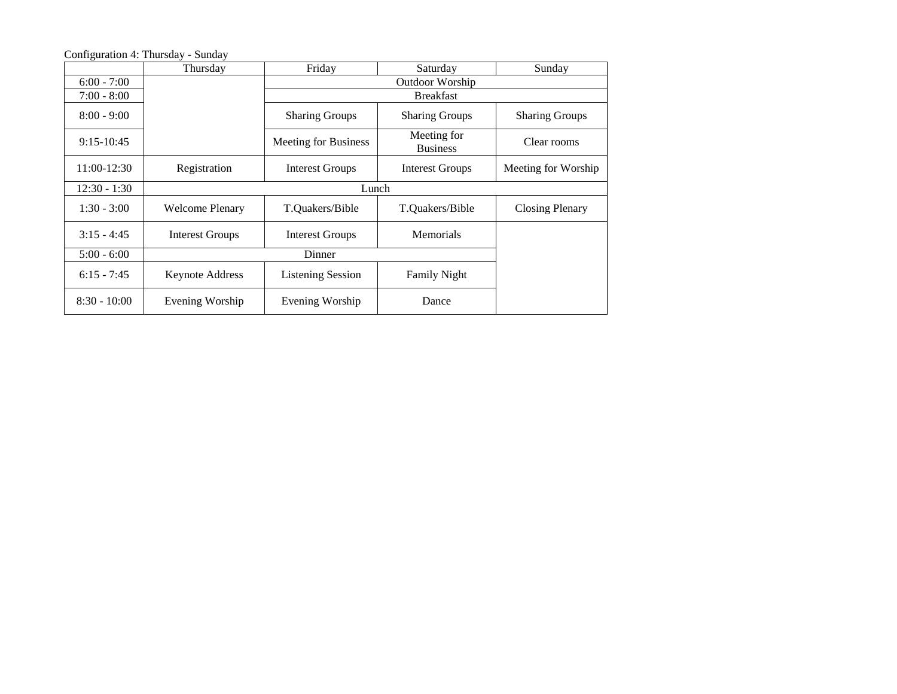Configuration 4: Thursday - Sunday

| | Thursday | Friday | Saturday | Sunday |
|---|---|---|---|---|
| 6:00 - 7:00 | | Outdoor Worship | | |
| 7:00 - 8:00 | | Breakfast | | |
| 8:00 - 9:00 | | Sharing Groups | Sharing Groups | Sharing Groups |
| 9:15-10:45 | | Meeting for Business | Meeting for Business | Clear rooms |
| 11:00-12:30 | Registration | Interest Groups | Interest Groups | Meeting for Worship |
| 12:30 - 1:30 | Lunch | | | |
| 1:30 - 3:00 | Welcome Plenary | T.Quakers/Bible | T.Quakers/Bible | Closing Plenary |
| 3:15 - 4:45 | Interest Groups | Interest Groups | Memorials | |
| 5:00 - 6:00 | Dinner | | | |
| 6:15 - 7:45 | Keynote Address | Listening Session | Family Night | |
| 8:30 - 10:00 | Evening Worship | Evening Worship | Dance | |